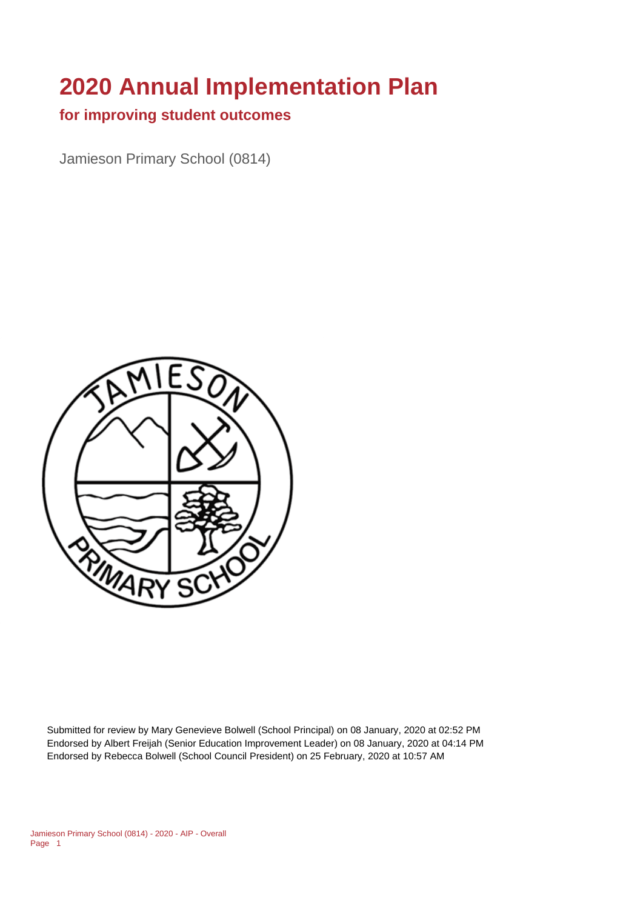# 2020 Annual Implementation Plan

## for improving student outcomes

Jamieson Primary School (0814)

Submitted for review by Mary Genevieve Bolwell (School Principal) on 08 January, 2020 at 02:52 PM
Endorsed by Albert Freijah (Senior Education Improvement Leader) on 08 January, 2020 at 04:14 PM
Endorsed by Rebecca Bolwell (School Council President) on 25 February, 2020 at 10:57 AM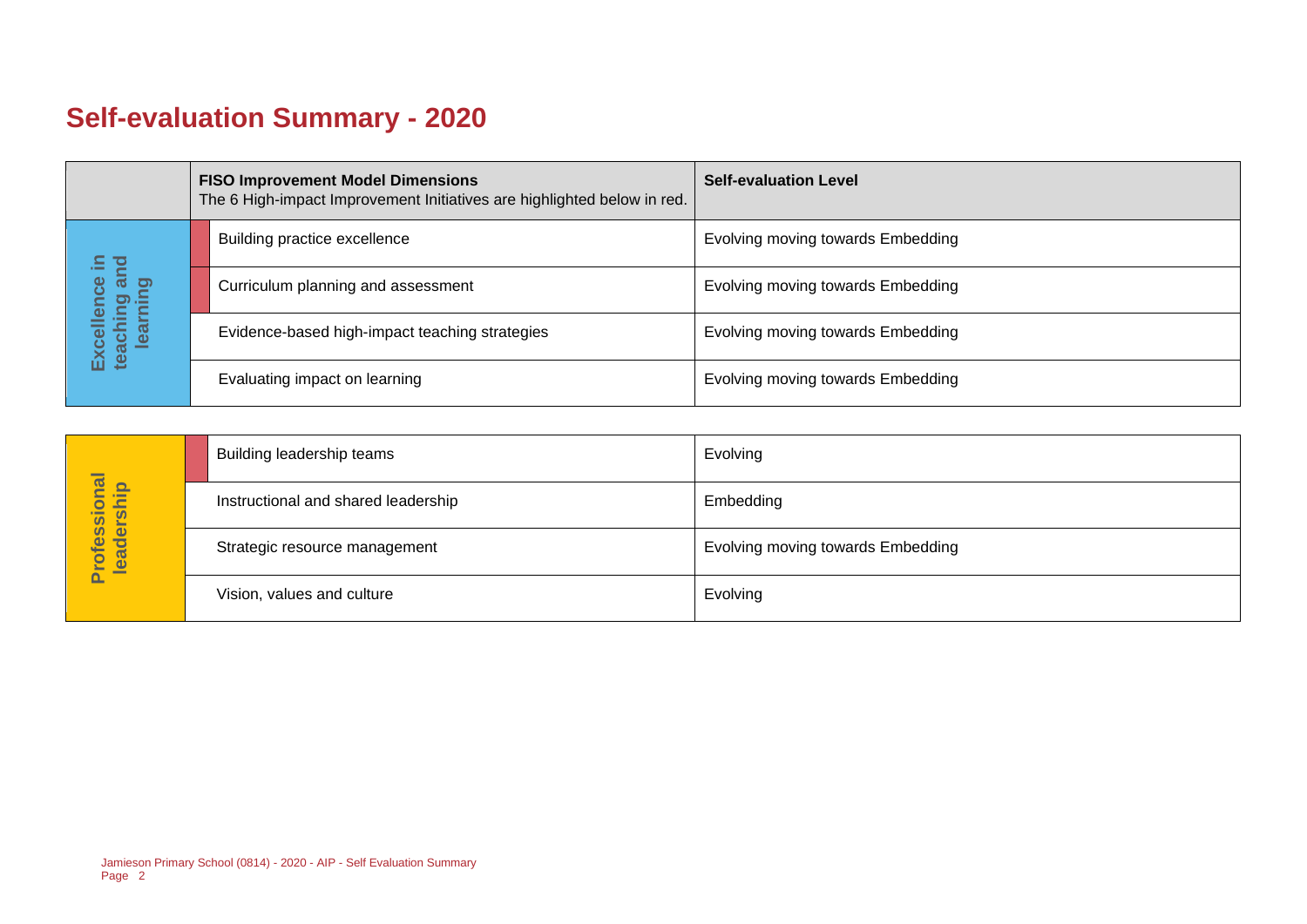# Self-evaluation Summary - 2020

| | FISO Improvement Model Dimensions<br>The 6 High-impact Improvement Initiatives are highlighted below in red. | Self-evaluation Level |
|---|---|---|
| Excellence in teaching and learning | Building practice excellence | Evolving moving towards Embedding |
| | Curriculum planning and assessment | Evolving moving towards Embedding |
| | Evidence-based high-impact teaching strategies | Evolving moving towards Embedding |
| | Evaluating impact on learning | Evolving moving towards Embedding |

| | | |
|---|---|---|
| Professional leadership | Building leadership teams | Evolving |
| | Instructional and shared leadership | Embedding |
| | Strategic resource management | Evolving moving towards Embedding |
| | Vision, values and culture | Evolving |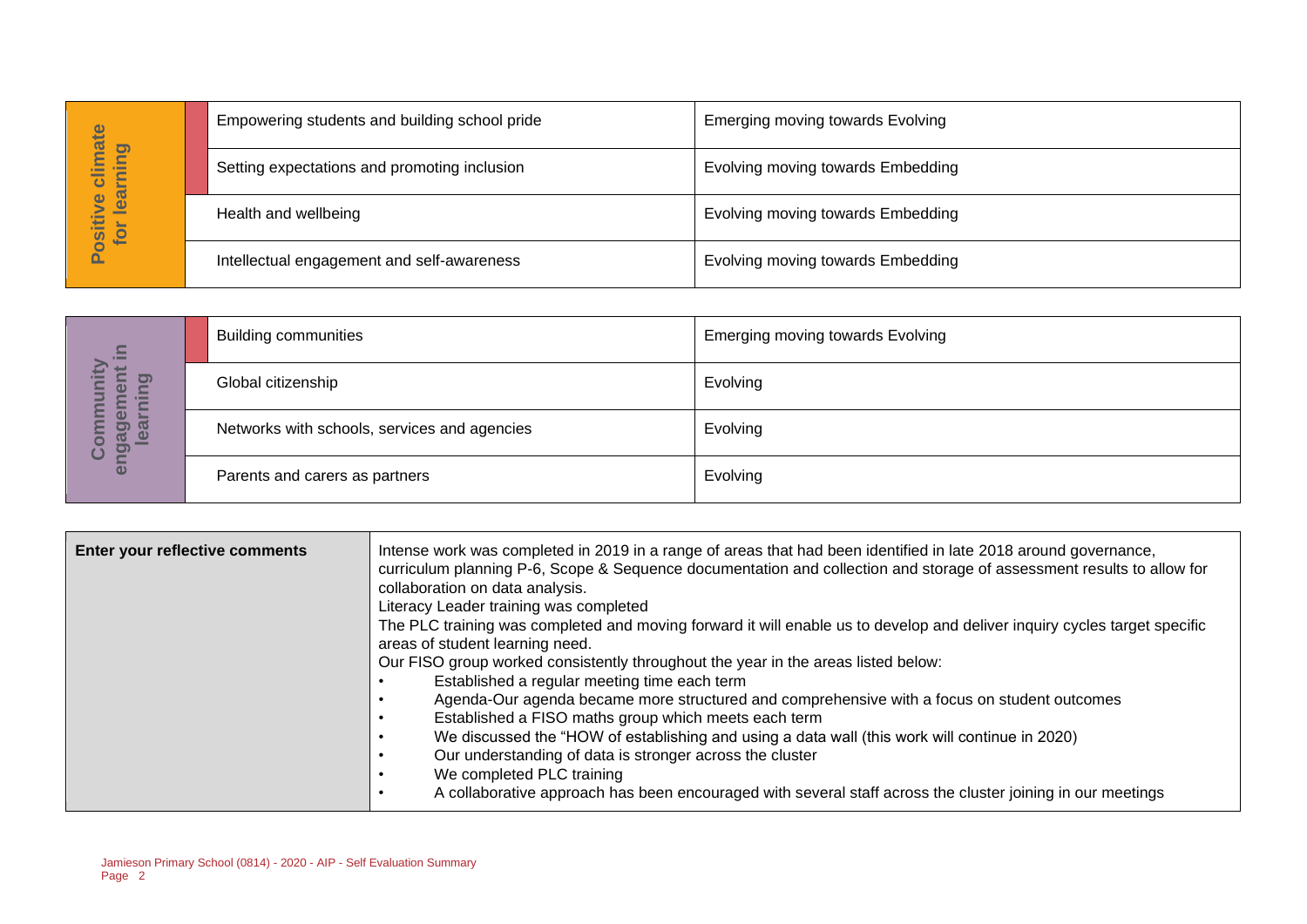| Positive climate for learning | Empowering students and building school pride | Emerging moving towards Evolving |
|---|---|---|
| | Setting expectations and promoting inclusion | Evolving moving towards Embedding |
| | Health and wellbeing | Evolving moving towards Embedding |
| | Intellectual engagement and self-awareness | Evolving moving towards Embedding |

| Community engagement in learning | Building communities | Emerging moving towards Evolving |
|---|---|---|
| | Global citizenship | Evolving |
| | Networks with schools, services and agencies | Evolving |
| | Parents and carers as partners | Evolving |

**Enter your reflective comments**

Intense work was completed in 2019 in a range of areas that had been identified in late 2018 around governance, curriculum planning P-6, Scope & Sequence documentation and collection and storage of assessment results to allow for collaboration on data analysis.

Literacy Leader training was completed

The PLC training was completed and moving forward it will enable us to develop and deliver inquiry cycles target specific areas of student learning need.

Our FISO group worked consistently throughout the year in the areas listed below:

- Established a regular meeting time each term
- Agenda-Our agenda became more structured and comprehensive with a focus on student outcomes
- Established a FISO maths group which meets each term
- We discussed the "HOW of establishing and using a data wall (this work will continue in 2020)
- Our understanding of data is stronger across the cluster
- We completed PLC training
- A collaborative approach has been encouraged with several staff across the cluster joining in our meetings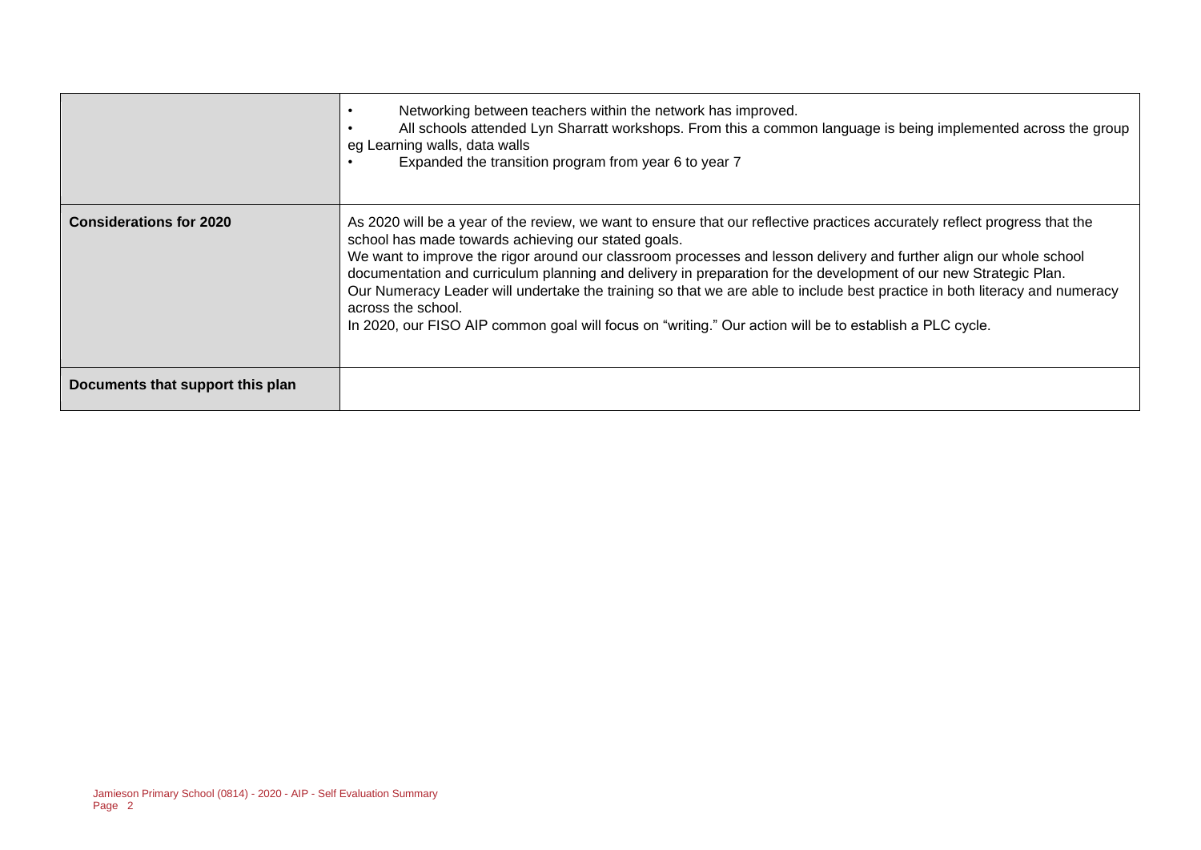| | |
|---|---|
| | • Networking between teachers within the network has improved.<br>• All schools attended Lyn Sharratt workshops. From this a common language is being implemented across the group eg Learning walls, data walls<br>• Expanded the transition program from year 6 to year 7 |
| **Considerations for 2020** | As 2020 will be a year of the review, we want to ensure that our reflective practices accurately reflect progress that the school has made towards achieving our stated goals.<br>We want to improve the rigor around our classroom processes and lesson delivery and further align our whole school documentation and curriculum planning and delivery in preparation for the development of our new Strategic Plan.<br>Our Numeracy Leader will undertake the training so that we are able to include best practice in both literacy and numeracy across the school.<br>In 2020, our FISO AIP common goal will focus on "writing." Our action will be to establish a PLC cycle. |
| **Documents that support this plan** | |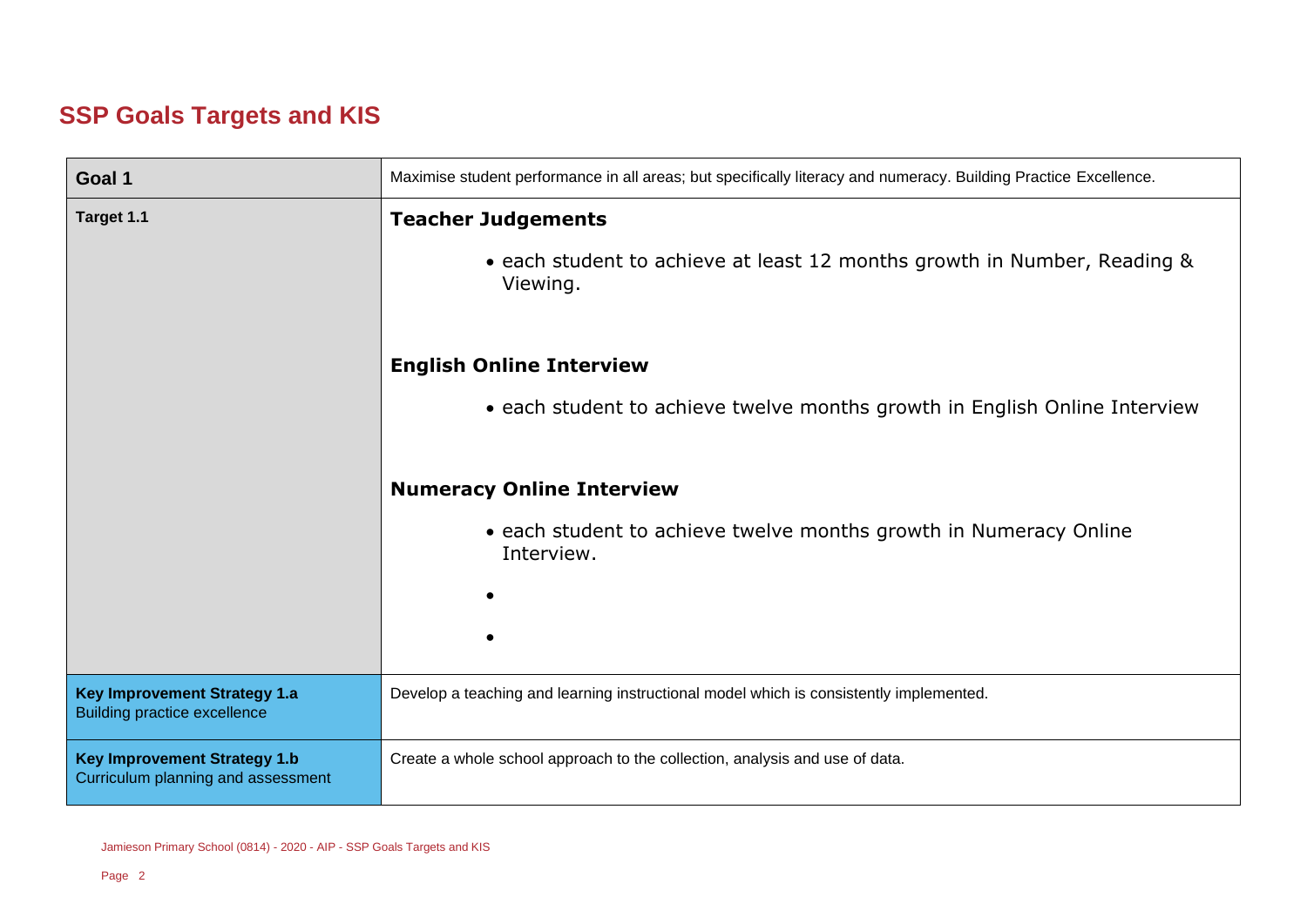# SSP Goals Targets and KIS

| Goal 1 | Maximise student performance in all areas; but specifically literacy and numeracy. Building Practice Excellence. |
| --- | --- |
| Target 1.1 | **Teacher Judgements**<br><br>• each student to achieve at least 12 months growth in Number, Reading & Viewing.<br><br>**English Online Interview**<br><br>• each student to achieve twelve months growth in English Online Interview<br><br>**Numeracy Online Interview**<br><br>• each student to achieve twelve months growth in Numeracy Online Interview.<br><br>•<br><br>• |
| **Key Improvement Strategy 1.a**<br>Building practice excellence | Develop a teaching and learning instructional model which is consistently implemented. |
| **Key Improvement Strategy 1.b**<br>Curriculum planning and assessment | Create a whole school approach to the collection, analysis and use of data. |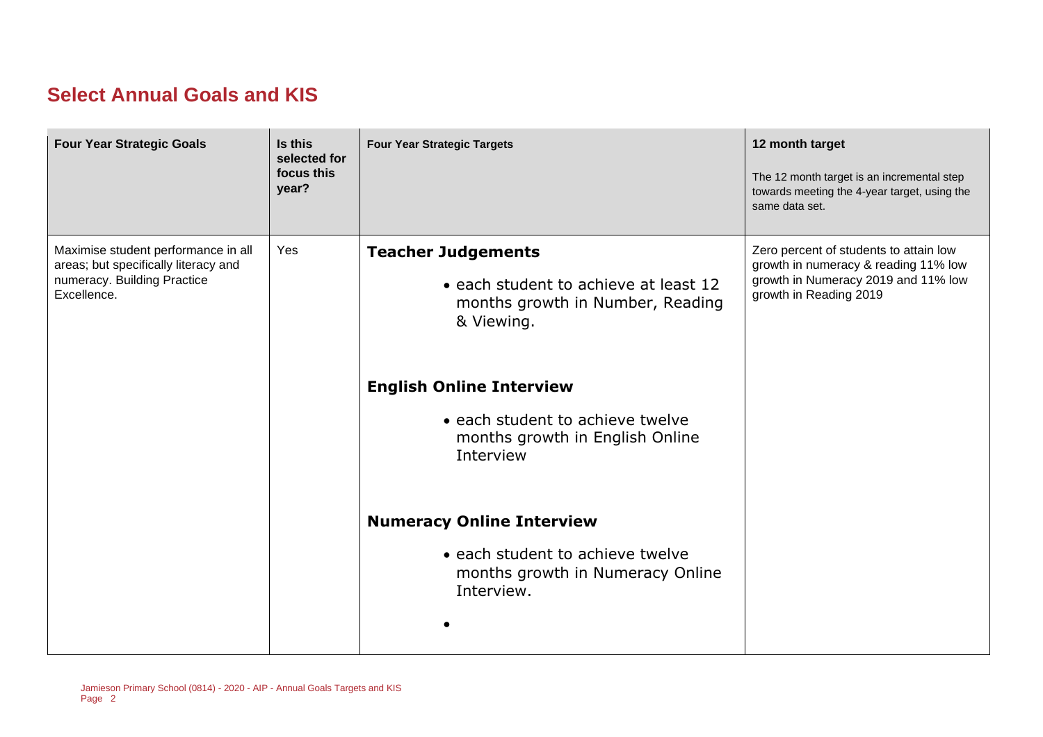## Select Annual Goals and KIS

| Four Year Strategic Goals | Is this selected for focus this year? | Four Year Strategic Targets | 12 month target<br><br>The 12 month target is an incremental step towards meeting the 4-year target, using the same data set. |
|---|---|---|---|
| Maximise student performance in all areas; but specifically literacy and numeracy. Building Practice Excellence. | Yes | **Teacher Judgements**<br>• each student to achieve at least 12 months growth in Number, Reading & Viewing.<br><br>**English Online Interview**<br>• each student to achieve twelve months growth in English Online Interview<br><br>**Numeracy Online Interview**<br>• each student to achieve twelve months growth in Numeracy Online Interview.<br>• | Zero percent of students to attain low growth in numeracy & reading 11% low growth in Numeracy 2019 and 11% low growth in Reading 2019 |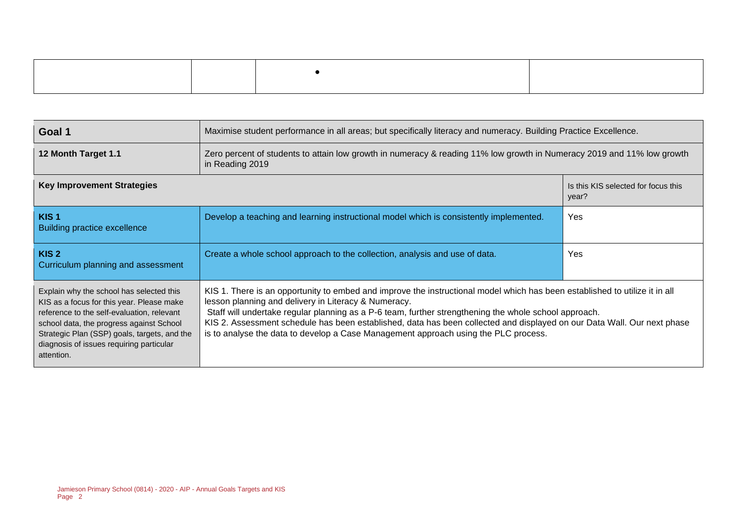| | | • | |
|---|---|---|---|

| Goal 1 | Maximise student performance in all areas; but specifically literacy and numeracy. Building Practice Excellence. | |
|---|---|---|
| **12 Month Target 1.1** | Zero percent of students to attain low growth in numeracy & reading 11% low growth in Numeracy 2019 and 11% low growth in Reading 2019 | |
| **Key Improvement Strategies** | | Is this KIS selected for focus this year? |
| **KIS 1**<br>Building practice excellence | Develop a teaching and learning instructional model which is consistently implemented. | Yes |
| **KIS 2**<br>Curriculum planning and assessment | Create a whole school approach to the collection, analysis and use of data. | Yes |
| Explain why the school has selected this KIS as a focus for this year. Please make reference to the self-evaluation, relevant school data, the progress against School Strategic Plan (SSP) goals, targets, and the diagnosis of issues requiring particular attention. | KIS 1. There is an opportunity to embed and improve the instructional model which has been established to utilize it in all lesson planning and delivery in Literacy & Numeracy.<br>Staff will undertake regular planning as a P-6 team, further strengthening the whole school approach.<br>KIS 2. Assessment schedule has been established, data has been collected and displayed on our Data Wall. Our next phase is to analyse the data to develop a Case Management approach using the PLC process. | |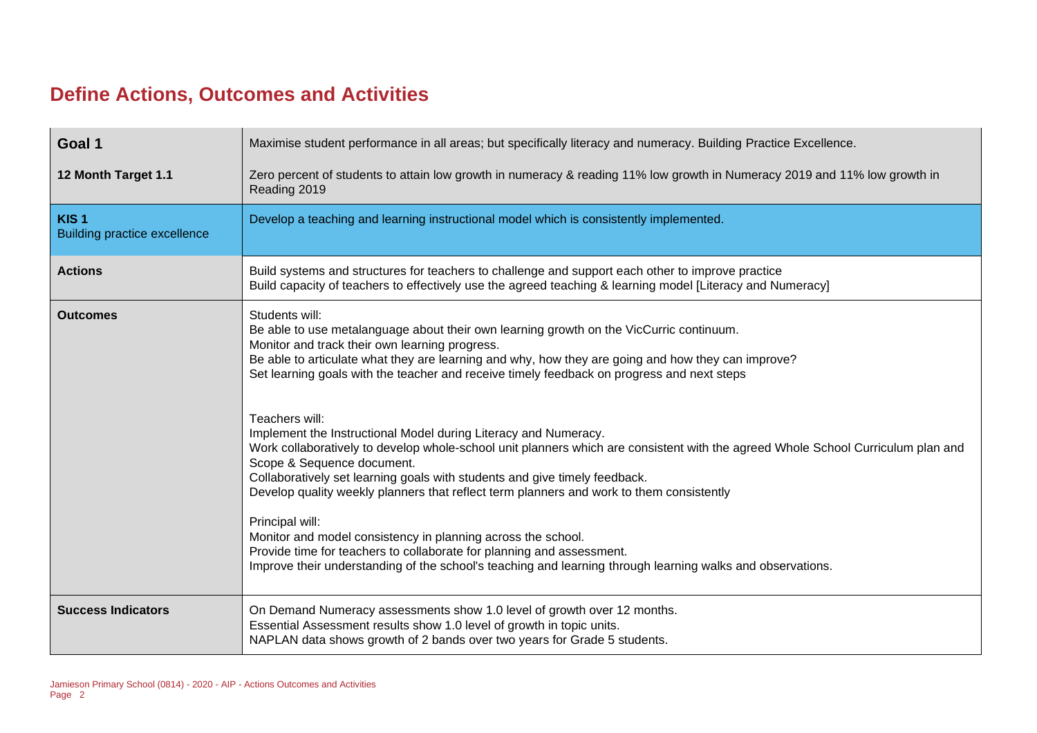# Define Actions, Outcomes and Activities

| Goal 1 | Maximise student performance in all areas; but specifically literacy and numeracy. Building Practice Excellence. |
|---|---|
| **12 Month Target 1.1** | Zero percent of students to attain low growth in numeracy & reading 11% low growth in Numeracy 2019 and 11% low growth in Reading 2019 |
| **KIS 1** Building practice excellence | Develop a teaching and learning instructional model which is consistently implemented. |
| **Actions** | Build systems and structures for teachers to challenge and support each other to improve practice<br>Build capacity of teachers to effectively use the agreed teaching & learning model [Literacy and Numeracy] |
| **Outcomes** | Students will:<br>Be able to use metalanguage about their own learning growth on the VicCurric continuum.<br>Monitor and track their own learning progress.<br>Be able to articulate what they are learning and why, how they are going and how they can improve?<br>Set learning goals with the teacher and receive timely feedback on progress and next steps<br><br>Teachers will:<br>Implement the Instructional Model during Literacy and Numeracy.<br>Work collaboratively to develop whole-school unit planners which are consistent with the agreed Whole School Curriculum plan and Scope & Sequence document.<br>Collaboratively set learning goals with students and give timely feedback.<br>Develop quality weekly planners that reflect term planners and work to them consistently<br><br>Principal will:<br>Monitor and model consistency in planning across the school.<br>Provide time for teachers to collaborate for planning and assessment.<br>Improve their understanding of the school's teaching and learning through learning walks and observations. |
| **Success Indicators** | On Demand Numeracy assessments show 1.0 level of growth over 12 months.<br>Essential Assessment results show 1.0 level of growth in topic units.<br>NAPLAN data shows growth of 2 bands over two years for Grade 5 students. |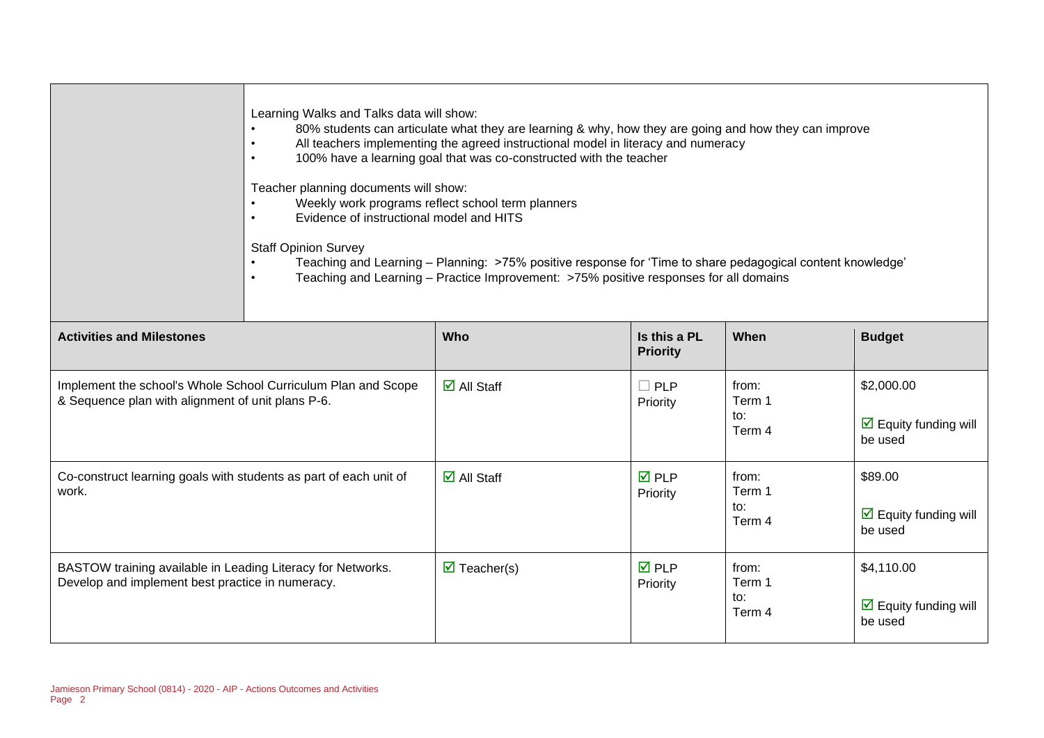| | |
|---|---|
| | Learning Walks and Talks data will show:<br>• 80% students can articulate what they are learning & why, how they are going and how they can improve<br>• All teachers implementing the agreed instructional model in literacy and numeracy<br>• 100% have a learning goal that was co-constructed with the teacher<br><br>Teacher planning documents will show:<br>• Weekly work programs reflect school term planners<br>• Evidence of instructional model and HITS<br><br>Staff Opinion Survey<br>• Teaching and Learning – Planning: >75% positive response for 'Time to share pedagogical content knowledge'<br>• Teaching and Learning – Practice Improvement: >75% positive responses for all domains |

| Activities and Milestones | Who | Is this a PL Priority | When | Budget |
|---|---|---|---|---|
| Implement the school's Whole School Curriculum Plan and Scope & Sequence plan with alignment of unit plans P-6. | ☑ All Staff | ☐ PLP Priority | from: Term 1 to: Term 4 | $2,000.00<br><br>☑ Equity funding will be used |
| Co-construct learning goals with students as part of each unit of work. | ☑ All Staff | ☑ PLP Priority | from: Term 1 to: Term 4 | $89.00<br><br>☑ Equity funding will be used |
| BASTOW training available in Leading Literacy for Networks. Develop and implement best practice in numeracy. | ☑ Teacher(s) | ☑ PLP Priority | from: Term 1 to: Term 4 | $4,110.00<br><br>☑ Equity funding will be used |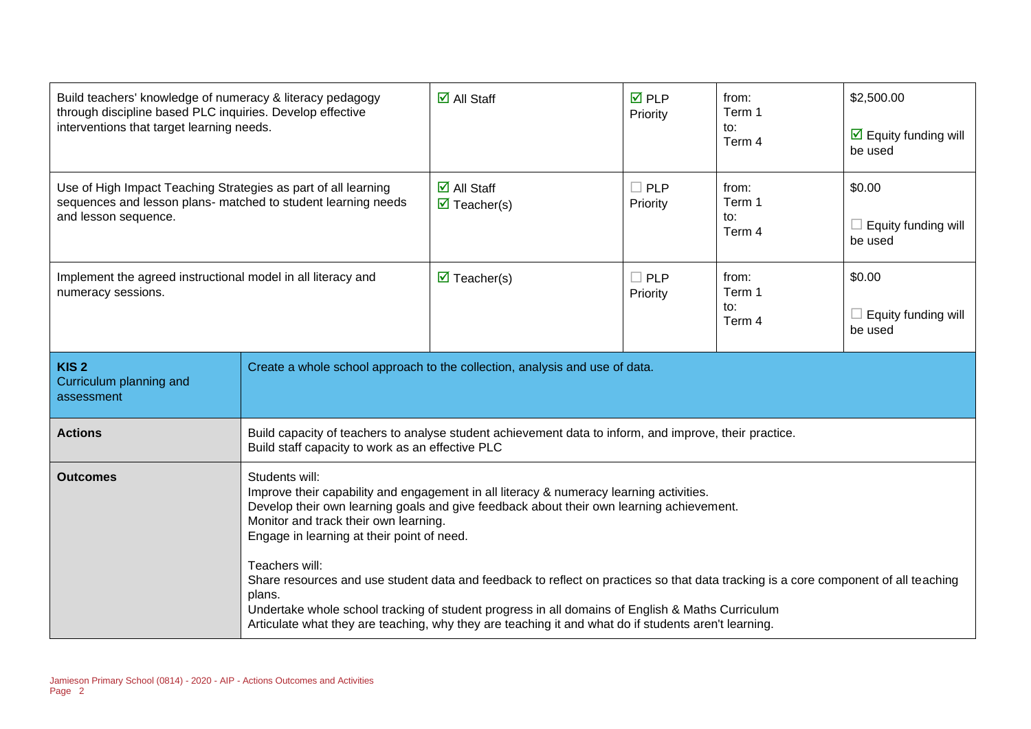| Activities | Who | Is this a PL Priority | When | Budget |
|---|---|---|---|---|
| Build teachers' knowledge of numeracy & literacy pedagogy through discipline based PLC inquiries. Develop effective interventions that target learning needs. | ☑ All Staff | ☑ PLP Priority | from: Term 1 to: Term 4 | $2,500.00 ☑ Equity funding will be used |
| Use of High Impact Teaching Strategies as part of all learning sequences and lesson plans- matched to student learning needs and lesson sequence. | ☑ All Staff ☑ Teacher(s) | ☐ PLP Priority | from: Term 1 to: Term 4 | $0.00 ☐ Equity funding will be used |
| Implement the agreed instructional model in all literacy and numeracy sessions. | ☑ Teacher(s) | ☐ PLP Priority | from: Term 1 to: Term 4 | $0.00 ☐ Equity funding will be used |

| **KIS 2** Curriculum planning and assessment | Create a whole school approach to the collection, analysis and use of data. |
|---|---|
| **Actions** | Build capacity of teachers to analyse student achievement data to inform, and improve, their practice.<br>Build staff capacity to work as an effective PLC |
| **Outcomes** | Students will:<br>Improve their capability and engagement in all literacy & numeracy learning activities.<br>Develop their own learning goals and give feedback about their own learning achievement.<br>Monitor and track their own learning.<br>Engage in learning at their point of need.<br><br>Teachers will:<br>Share resources and use student data and feedback to reflect on practices so that data tracking is a core component of all teaching plans.<br>Undertake whole school tracking of student progress in all domains of English & Maths Curriculum<br>Articulate what they are teaching, why they are teaching it and what do if students aren't learning. |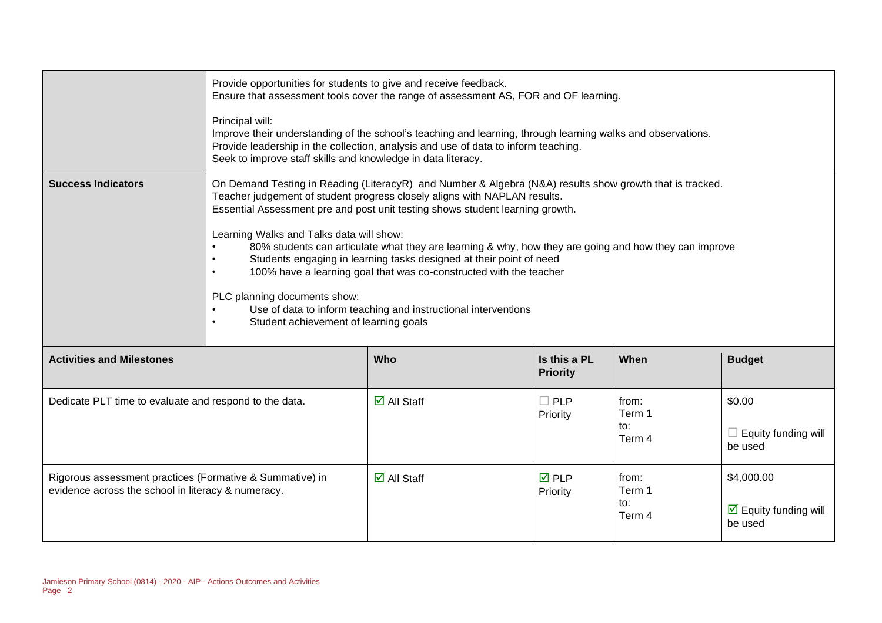| | |
|---|---|
| | Provide opportunities for students to give and receive feedback.<br>Ensure that assessment tools cover the range of assessment AS, FOR and OF learning.<br><br>Principal will:<br>Improve their understanding of the school's teaching and learning, through learning walks and observations.<br>Provide leadership in the collection, analysis and use of data to inform teaching.<br>Seek to improve staff skills and knowledge in data literacy. |
| **Success Indicators** | On Demand Testing in Reading (LiteracyR) and Number & Algebra (N&A) results show growth that is tracked.<br>Teacher judgement of student progress closely aligns with NAPLAN results.<br>Essential Assessment pre and post unit testing shows student learning growth.<br><br>Learning Walks and Talks data will show:<br>• 80% students can articulate what they are learning & why, how they are going and how they can improve<br>• Students engaging in learning tasks designed at their point of need<br>• 100% have a learning goal that was co-constructed with the teacher<br><br>PLC planning documents show:<br>• Use of data to inform teaching and instructional interventions<br>• Student achievement of learning goals |

| Activities and Milestones | Who | Is this a PL Priority | When | Budget |
|---|---|---|---|---|
| Dedicate PLT time to evaluate and respond to the data. | ☑ All Staff | ☐ PLP Priority | from: Term 1 to: Term 4 | $0.00<br>☐ Equity funding will be used |
| Rigorous assessment practices (Formative & Summative) in evidence across the school in literacy & numeracy. | ☑ All Staff | ☑ PLP Priority | from: Term 1 to: Term 4 | $4,000.00<br>☑ Equity funding will be used |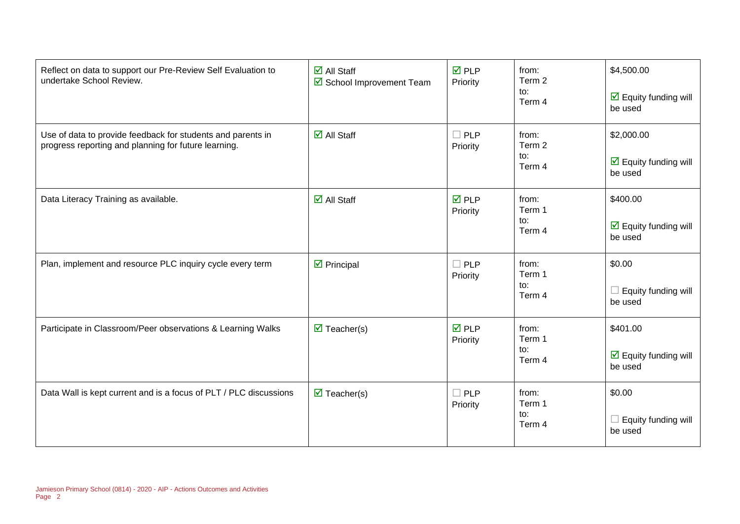| | | | | |
|---|---|---|---|---|
| Reflect on data to support our Pre-Review Self Evaluation to undertake School Review. | ☑ All Staff<br>☑ School Improvement Team | ☑ PLP Priority | from: Term 2 to: Term 4 | \$4,500.00<br><br>☑ Equity funding will be used |
| Use of data to provide feedback for students and parents in progress reporting and planning for future learning. | ☑ All Staff | ☐ PLP Priority | from: Term 2 to: Term 4 | \$2,000.00<br><br>☑ Equity funding will be used |
| Data Literacy Training as available. | ☑ All Staff | ☑ PLP Priority | from: Term 1 to: Term 4 | \$400.00<br><br>☑ Equity funding will be used |
| Plan, implement and resource PLC inquiry cycle every term | ☑ Principal | ☐ PLP Priority | from: Term 1 to: Term 4 | \$0.00<br><br>☐ Equity funding will be used |
| Participate in Classroom/Peer observations & Learning Walks | ☑ Teacher(s) | ☑ PLP Priority | from: Term 1 to: Term 4 | \$401.00<br><br>☑ Equity funding will be used |
| Data Wall is kept current and is a focus of PLT / PLC discussions | ☑ Teacher(s) | ☐ PLP Priority | from: Term 1 to: Term 4 | \$0.00<br><br>☐ Equity funding will be used |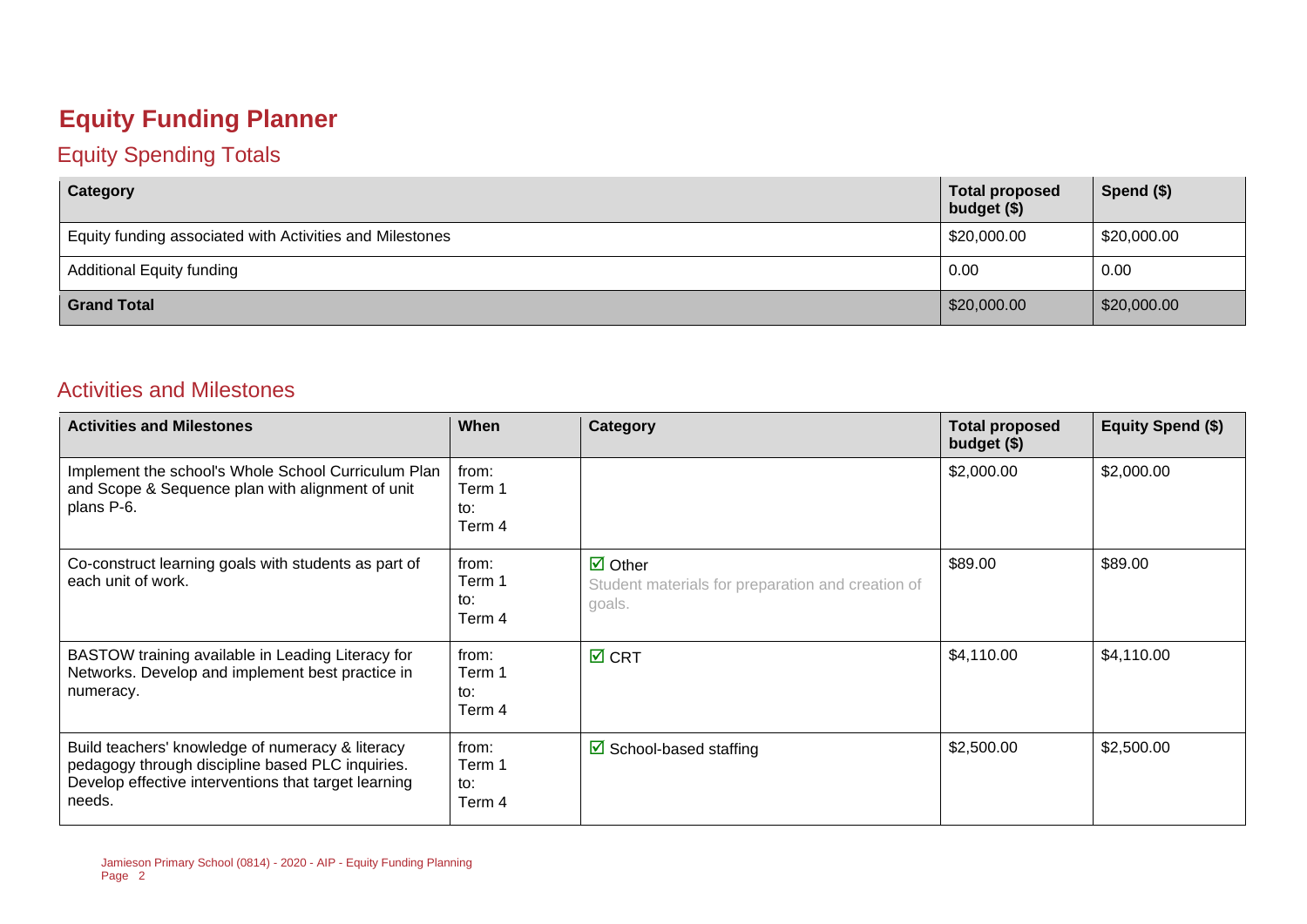# Equity Funding Planner

## Equity Spending Totals

| Category | Total proposed budget ($) | Spend ($) |
| --- | --- | --- |
| Equity funding associated with Activities and Milestones | $20,000.00 | $20,000.00 |
| Additional Equity funding | 0.00 | 0.00 |
| **Grand Total** | $20,000.00 | $20,000.00 |

## Activities and Milestones

| Activities and Milestones | When | Category | Total proposed budget ($) | Equity Spend ($) |
| --- | --- | --- | --- | --- |
| Implement the school's Whole School Curriculum Plan and Scope & Sequence plan with alignment of unit plans P-6. | from: Term 1 to: Term 4 | | $2,000.00 | $2,000.00 |
| Co-construct learning goals with students as part of each unit of work. | from: Term 1 to: Term 4 | ☑ Other<br>Student materials for preparation and creation of goals. | $89.00 | $89.00 |
| BASTOW training available in Leading Literacy for Networks. Develop and implement best practice in numeracy. | from: Term 1 to: Term 4 | ☑ CRT | $4,110.00 | $4,110.00 |
| Build teachers' knowledge of numeracy & literacy pedagogy through discipline based PLC inquiries. Develop effective interventions that target learning needs. | from: Term 1 to: Term 4 | ☑ School-based staffing | $2,500.00 | $2,500.00 |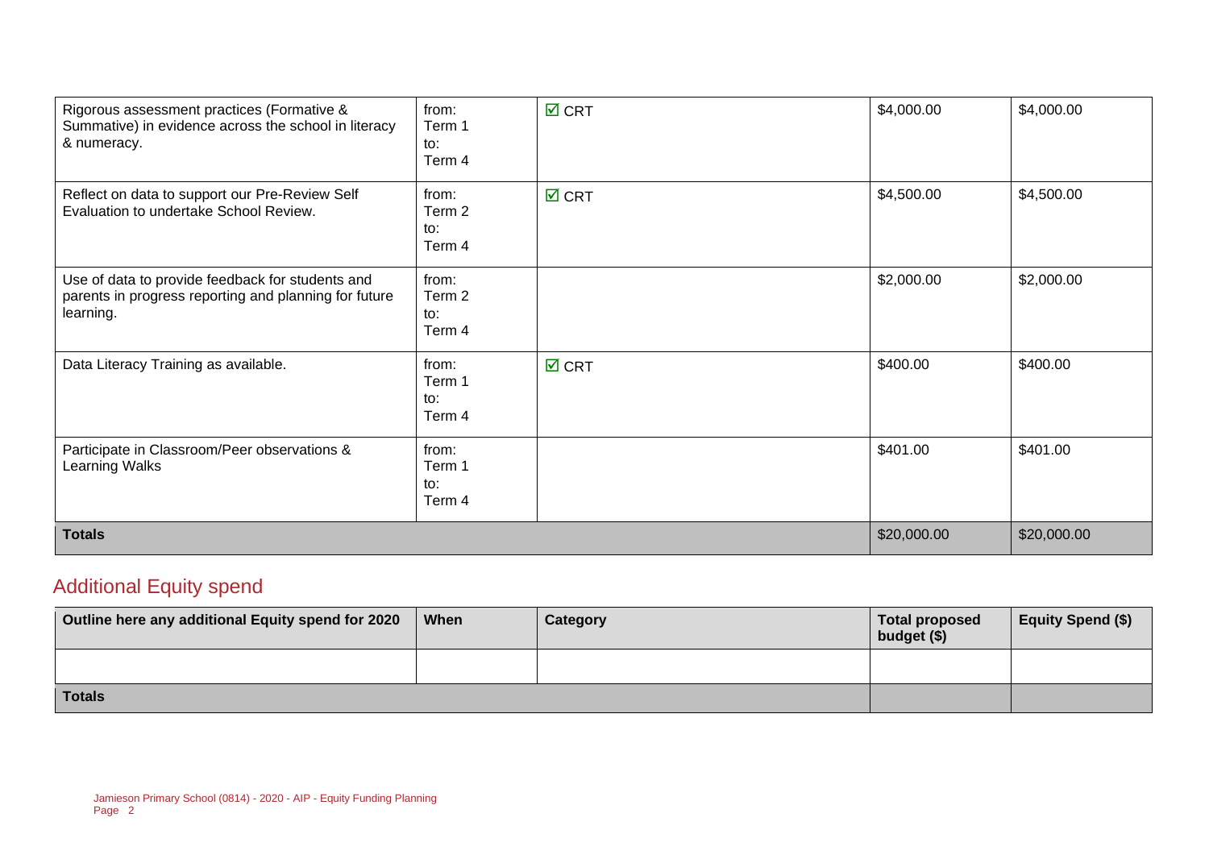| | | | | |
|---|---|---|---|---|
| Rigorous assessment practices (Formative & Summative) in evidence across the school in literacy & numeracy. | from: Term 1 to: Term 4 | ☑ CRT | $4,000.00 | $4,000.00 |
| Reflect on data to support our Pre-Review Self Evaluation to undertake School Review. | from: Term 2 to: Term 4 | ☑ CRT | $4,500.00 | $4,500.00 |
| Use of data to provide feedback for students and parents in progress reporting and planning for future learning. | from: Term 2 to: Term 4 | | $2,000.00 | $2,000.00 |
| Data Literacy Training as available. | from: Term 1 to: Term 4 | ☑ CRT | $400.00 | $400.00 |
| Participate in Classroom/Peer observations & Learning Walks | from: Term 1 to: Term 4 | | $401.00 | $401.00 |
| **Totals** | | | $20,000.00 | $20,000.00 |

## Additional Equity spend

| Outline here any additional Equity spend for 2020 | When | Category | Total proposed budget ($) | Equity Spend ($) |
|---|---|---|---|---|
| | | | | |
| **Totals** | | | | |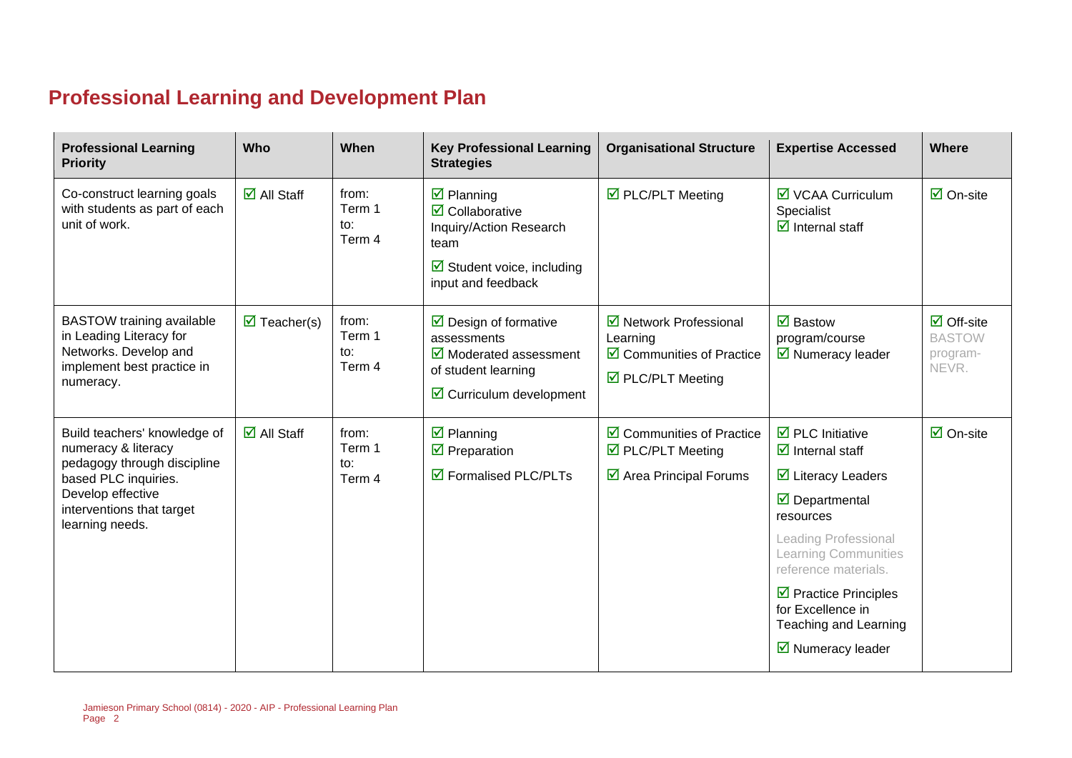## Professional Learning and Development Plan

| Professional Learning Priority | Who | When | Key Professional Learning Strategies | Organisational Structure | Expertise Accessed | Where |
|---|---|---|---|---|---|---|
| Co-construct learning goals with students as part of each unit of work. | ☑ All Staff | from: Term 1 to: Term 4 | ☑ Planning<br>☑ Collaborative Inquiry/Action Research team<br>☑ Student voice, including input and feedback | ☑ PLC/PLT Meeting | ☑ VCAA Curriculum Specialist<br>☑ Internal staff | ☑ On-site |
| BASTOW training available in Leading Literacy for Networks. Develop and implement best practice in numeracy. | ☑ Teacher(s) | from: Term 1 to: Term 4 | ☑ Design of formative assessments<br>☑ Moderated assessment of student learning<br>☑ Curriculum development | ☑ Network Professional Learning<br>☑ Communities of Practice<br>☑ PLC/PLT Meeting | ☑ Bastow program/course<br>☑ Numeracy leader | ☑ Off-site BASTOW program-NEVR. |
| Build teachers' knowledge of numeracy & literacy pedagogy through discipline based PLC inquiries. Develop effective interventions that target learning needs. | ☑ All Staff | from: Term 1 to: Term 4 | ☑ Planning<br>☑ Preparation<br>☑ Formalised PLC/PLTs | ☑ Communities of Practice<br>☑ PLC/PLT Meeting<br>☑ Area Principal Forums | ☑ PLC Initiative<br>☑ Internal staff<br>☑ Literacy Leaders<br>☑ Departmental resources<br>Leading Professional Learning Communities reference materials.<br>☑ Practice Principles for Excellence in Teaching and Learning<br>☑ Numeracy leader | ☑ On-site |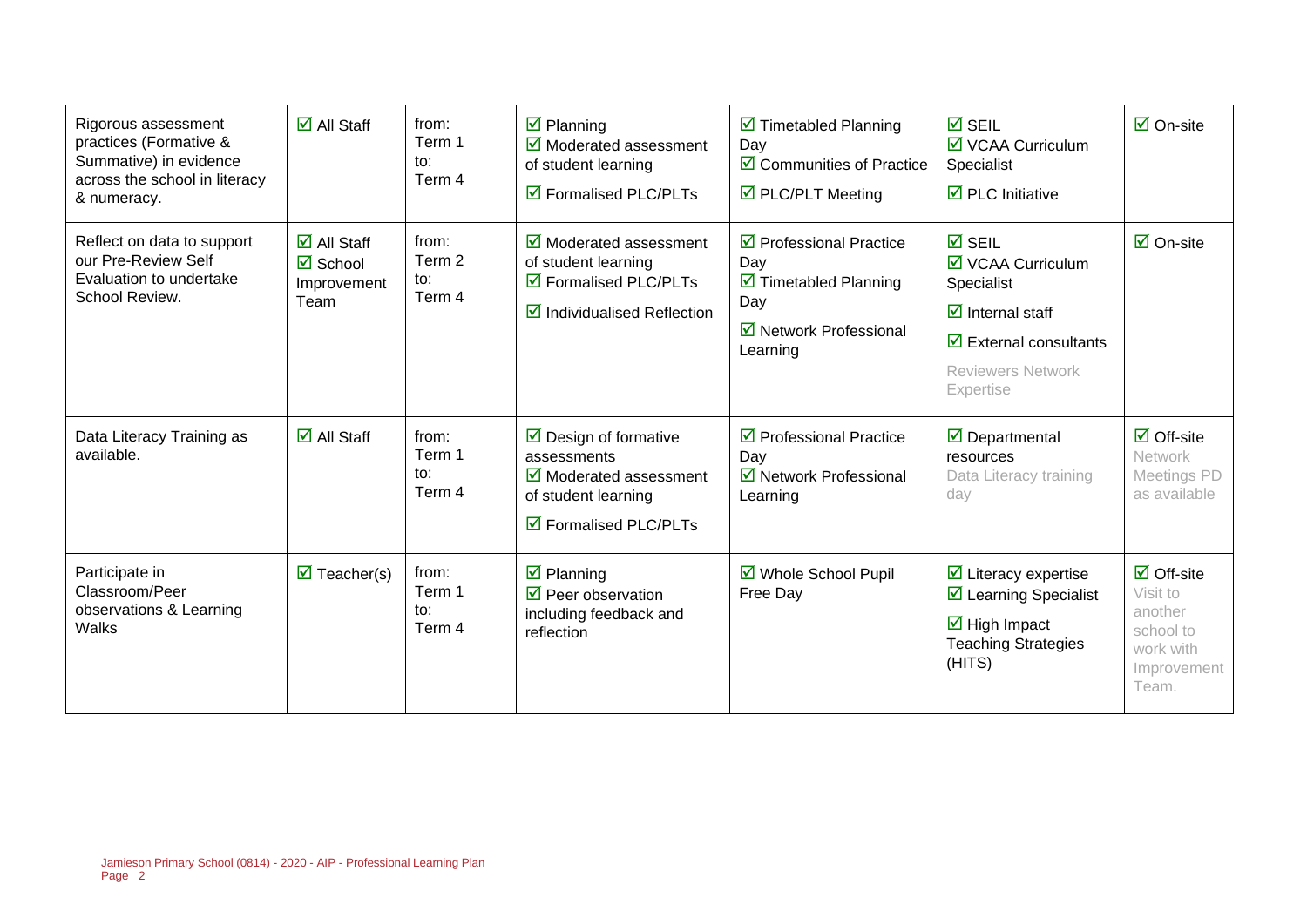| | | | | | | |
|---|---|---|---|---|---|---|
| Rigorous assessment practices (Formative & Summative) in evidence across the school in literacy & numeracy. | ☑ All Staff | from: Term 1 to: Term 4 | ☑ Planning<br>☑ Moderated assessment of student learning<br>☑ Formalised PLC/PLTs | ☑ Timetabled Planning Day<br>☑ Communities of Practice<br>☑ PLC/PLT Meeting | ☑ SEIL<br>☑ VCAA Curriculum Specialist<br>☑ PLC Initiative | ☑ On-site |
| Reflect on data to support our Pre-Review Self Evaluation to undertake School Review. | ☑ All Staff<br>☑ School Improvement Team | from: Term 2 to: Term 4 | ☑ Moderated assessment of student learning<br>☑ Formalised PLC/PLTs<br>☑ Individualised Reflection | ☑ Professional Practice Day<br>☑ Timetabled Planning Day<br>☑ Network Professional Learning | ☑ SEIL<br>☑ VCAA Curriculum Specialist<br>☑ Internal staff<br>☑ External consultants<br>Reviewers Network Expertise | ☑ On-site |
| Data Literacy Training as available. | ☑ All Staff | from: Term 1 to: Term 4 | ☑ Design of formative assessments<br>☑ Moderated assessment of student learning<br>☑ Formalised PLC/PLTs | ☑ Professional Practice Day<br>☑ Network Professional Learning | ☑ Departmental resources<br>Data Literacy training day | ☑ Off-site<br>Network Meetings PD as available |
| Participate in Classroom/Peer observations & Learning Walks | ☑ Teacher(s) | from: Term 1 to: Term 4 | ☑ Planning<br>☑ Peer observation including feedback and reflection | ☑ Whole School Pupil Free Day | ☑ Literacy expertise<br>☑ Learning Specialist<br>☑ High Impact Teaching Strategies (HITS) | ☑ Off-site<br>Visit to another school to work with Improvement Team. |